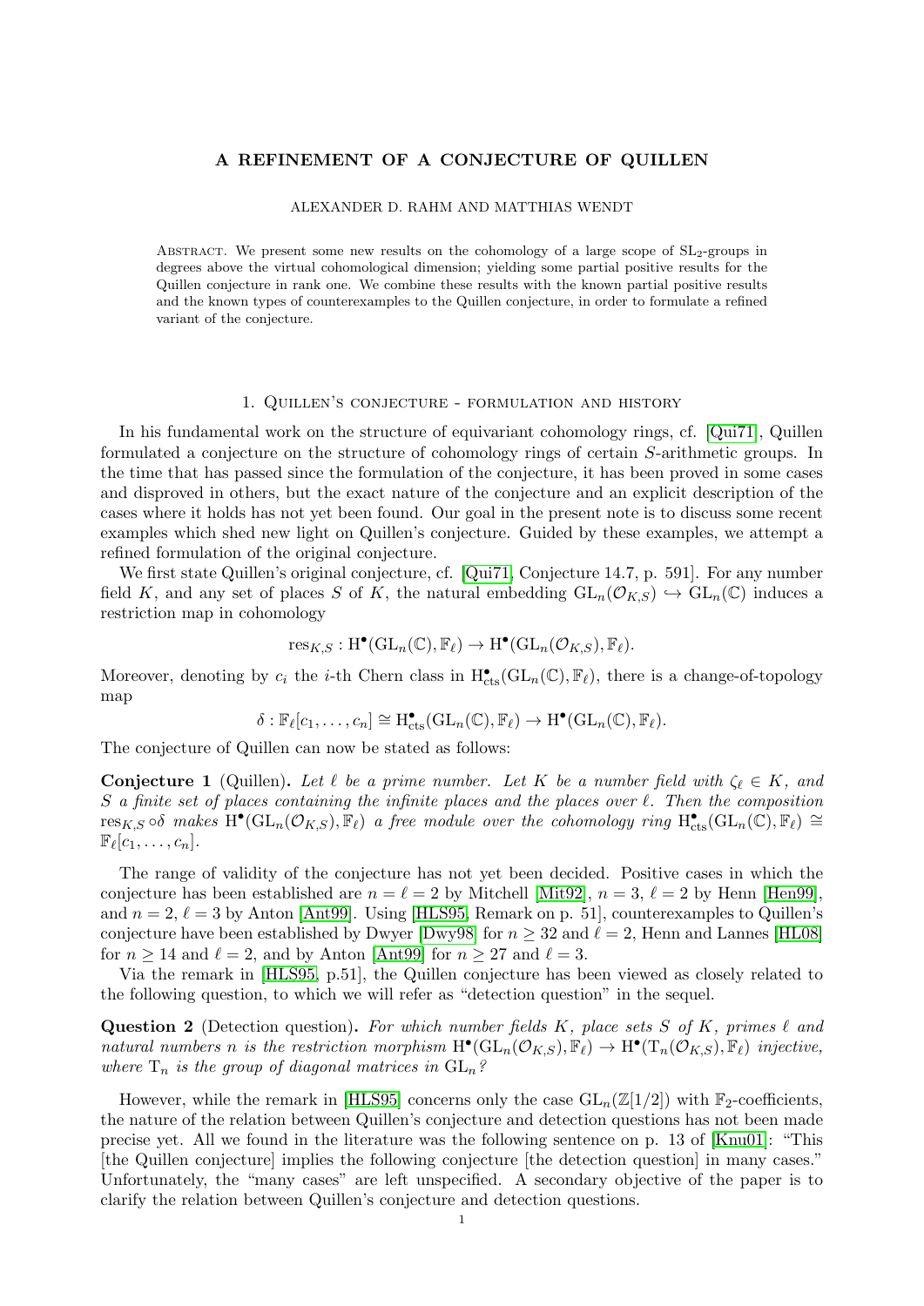# A REFINEMENT OF A CONJECTURE OF QUILLEN

ALEXANDER D. RAHM AND MATTHIAS WENDT

ABSTRACT. We present some new results on the cohomology of a large scope of $\mathrm{SL}_2$-groups in degrees above the virtual cohomological dimension; yielding some partial positive results for the Quillen conjecture in rank one. We combine these results with the known partial positive results and the known types of counterexamples to the Quillen conjecture, in order to formulate a refined variant of the conjecture.

## 1. Quillen's conjecture - formulation and history

In his fundamental work on the structure of equivariant cohomology rings, cf. [Qui71], Quillen formulated a conjecture on the structure of cohomology rings of certain $S$-arithmetic groups. In the time that has passed since the formulation of the conjecture, it has been proved in some cases and disproved in others, but the exact nature of the conjecture and an explicit description of the cases where it holds has not yet been found. Our goal in the present note is to discuss some recent examples which shed new light on Quillen's conjecture. Guided by these examples, we attempt a refined formulation of the original conjecture.

We first state Quillen's original conjecture, cf. [Qui71, Conjecture 14.7, p. 591]. For any number field $K$, and any set of places $S$ of $K$, the natural embedding $\mathrm{GL}_n(\mathcal{O}_{K,S}) \hookrightarrow \mathrm{GL}_n(\mathbb{C})$ induces a restriction map in cohomology

$$\mathrm{res}_{K,S} : \mathrm{H}^\bullet(\mathrm{GL}_n(\mathbb{C}), \mathbb{F}_\ell) \to \mathrm{H}^\bullet(\mathrm{GL}_n(\mathcal{O}_{K,S}), \mathbb{F}_\ell).$$

Moreover, denoting by $c_i$ the $i$-th Chern class in $\mathrm{H}^\bullet_{\mathrm{cts}}(\mathrm{GL}_n(\mathbb{C}), \mathbb{F}_\ell)$, there is a change-of-topology map

$$\delta : \mathbb{F}_\ell[c_1, \ldots, c_n] \cong \mathrm{H}^\bullet_{\mathrm{cts}}(\mathrm{GL}_n(\mathbb{C}), \mathbb{F}_\ell) \to \mathrm{H}^\bullet(\mathrm{GL}_n(\mathbb{C}), \mathbb{F}_\ell).$$

The conjecture of Quillen can now be stated as follows:

**Conjecture 1** (Quillen). *Let $\ell$ be a prime number. Let $K$ be a number field with $\zeta_\ell \in K$, and $S$ a finite set of places containing the infinite places and the places over $\ell$. Then the composition $\mathrm{res}_{K,S} \circ \delta$ makes $\mathrm{H}^\bullet(\mathrm{GL}_n(\mathcal{O}_{K,S}), \mathbb{F}_\ell)$ a free module over the cohomology ring $\mathrm{H}^\bullet_{\mathrm{cts}}(\mathrm{GL}_n(\mathbb{C}), \mathbb{F}_\ell) \cong \mathbb{F}_\ell[c_1, \ldots, c_n]$.*

The range of validity of the conjecture has not yet been decided. Positive cases in which the conjecture has been established are $n = \ell = 2$ by Mitchell [Mit92], $n = 3$, $\ell = 2$ by Henn [Hen99], and $n = 2$, $\ell = 3$ by Anton [Ant99]. Using [HLS95, Remark on p. 51], counterexamples to Quillen's conjecture have been established by Dwyer [Dwy98] for $n \geq 32$ and $\ell = 2$, Henn and Lannes [HL08] for $n \geq 14$ and $\ell = 2$, and by Anton [Ant99] for $n \geq 27$ and $\ell = 3$.

Via the remark in [HLS95, p.51], the Quillen conjecture has been viewed as closely related to the following question, to which we will refer as "detection question" in the sequel.

**Question 2** (Detection question). *For which number fields $K$, place sets $S$ of $K$, primes $\ell$ and natural numbers $n$ is the restriction morphism $\mathrm{H}^\bullet(\mathrm{GL}_n(\mathcal{O}_{K,S}), \mathbb{F}_\ell) \to \mathrm{H}^\bullet(\mathrm{T}_n(\mathcal{O}_{K,S}), \mathbb{F}_\ell)$ injective, where $\mathrm{T}_n$ is the group of diagonal matrices in $\mathrm{GL}_n$?*

However, while the remark in [HLS95] concerns only the case $\mathrm{GL}_n(\mathbb{Z}[1/2])$ with $\mathbb{F}_2$-coefficients, the nature of the relation between Quillen's conjecture and detection questions has not been made precise yet. All we found in the literature was the following sentence on p. 13 of [Knu01]: "This [the Quillen conjecture] implies the following conjecture [the detection question] in many cases." Unfortunately, the "many cases" are left unspecified. A secondary objective of the paper is to clarify the relation between Quillen's conjecture and detection questions.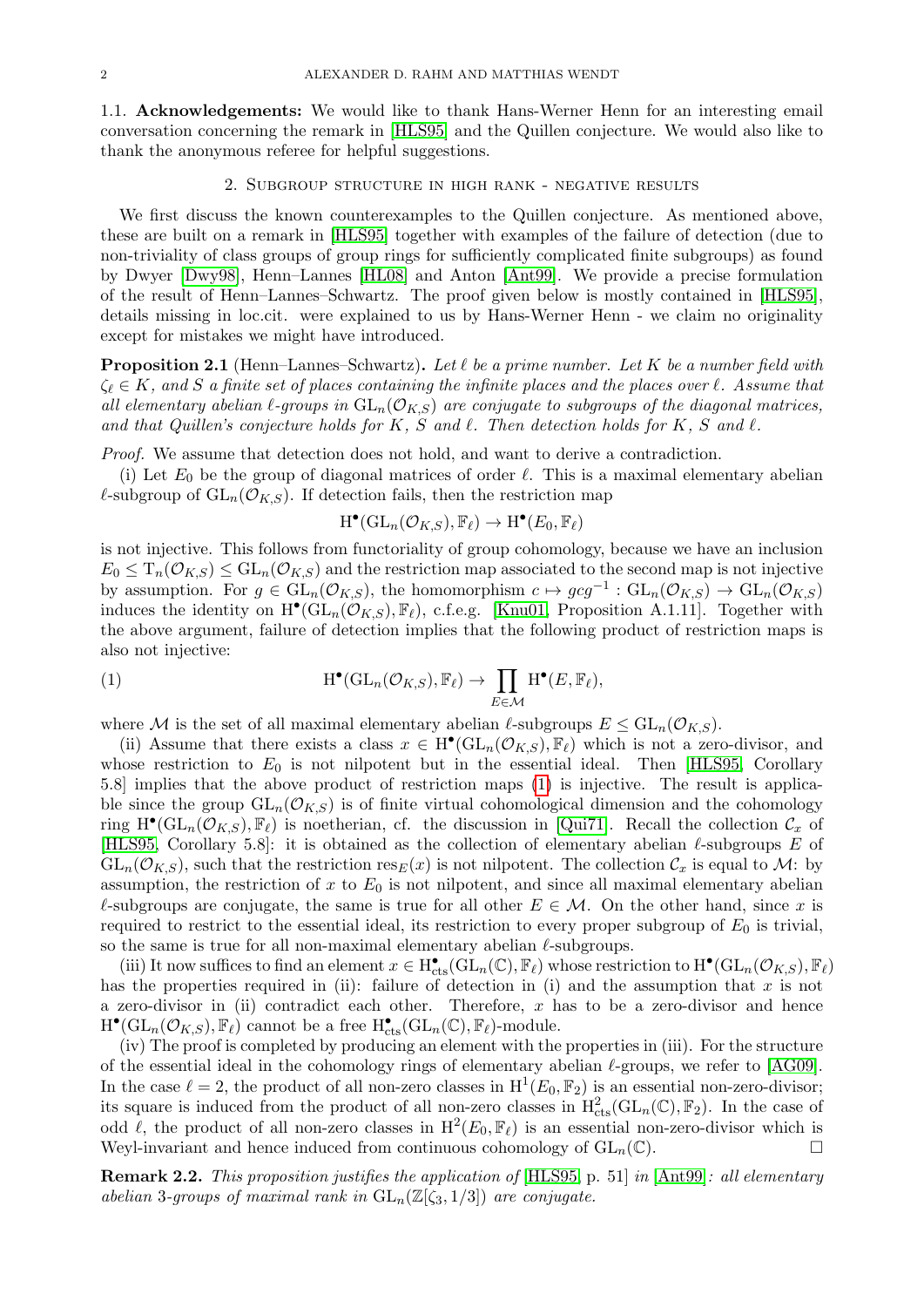1.1. **Acknowledgements:** We would like to thank Hans-Werner Henn for an interesting email conversation concerning the remark in [HLS95] and the Quillen conjecture. We would also like to thank the anonymous referee for helpful suggestions.

## 2. Subgroup structure in high rank - negative results

We first discuss the known counterexamples to the Quillen conjecture. As mentioned above, these are built on a remark in [HLS95] together with examples of the failure of detection (due to non-triviality of class groups of group rings for sufficiently complicated finite subgroups) as found by Dwyer [Dwy98], Henn–Lannes [HL08] and Anton [Ant99]. We provide a precise formulation of the result of Henn–Lannes–Schwartz. The proof given below is mostly contained in [HLS95], details missing in loc.cit. were explained to us by Hans-Werner Henn - we claim no originality except for mistakes we might have introduced.

**Proposition 2.1** (Henn–Lannes–Schwartz)**.** *Let $\ell$ be a prime number. Let $K$ be a number field with $\zeta_\ell \in K$, and $S$ a finite set of places containing the infinite places and the places over $\ell$. Assume that all elementary abelian $\ell$-groups in $\mathrm{GL}_n(\mathcal{O}_{K,S})$ are conjugate to subgroups of the diagonal matrices, and that Quillen's conjecture holds for $K$, $S$ and $\ell$. Then detection holds for $K$, $S$ and $\ell$.*

*Proof.* We assume that detection does not hold, and want to derive a contradiction.

(i) Let $E_0$ be the group of diagonal matrices of order $\ell$. This is a maximal elementary abelian $\ell$-subgroup of $\mathrm{GL}_n(\mathcal{O}_{K,S})$. If detection fails, then the restriction map

$$\mathrm{H}^\bullet(\mathrm{GL}_n(\mathcal{O}_{K,S}),\mathbb{F}_\ell) \to \mathrm{H}^\bullet(E_0,\mathbb{F}_\ell)$$

is not injective. This follows from functoriality of group cohomology, because we have an inclusion $E_0 \leq \mathrm{T}_n(\mathcal{O}_{K,S}) \leq \mathrm{GL}_n(\mathcal{O}_{K,S})$ and the restriction map associated to the second map is not injective by assumption. For $g \in \mathrm{GL}_n(\mathcal{O}_{K,S})$, the homomorphism $c \mapsto gcg^{-1} : \mathrm{GL}_n(\mathcal{O}_{K,S}) \to \mathrm{GL}_n(\mathcal{O}_{K,S})$ induces the identity on $\mathrm{H}^\bullet(\mathrm{GL}_n(\mathcal{O}_{K,S}),\mathbb{F}_\ell)$, c.f.e.g. [Knu01, Proposition A.1.11]. Together with the above argument, failure of detection implies that the following product of restriction maps is also not injective:

$$\mathrm{H}^\bullet(\mathrm{GL}_n(\mathcal{O}_{K,S}),\mathbb{F}_\ell) \to \prod_{E\in\mathcal{M}} \mathrm{H}^\bullet(E,\mathbb{F}_\ell), \tag{1}$$

where $\mathcal{M}$ is the set of all maximal elementary abelian $\ell$-subgroups $E \leq \mathrm{GL}_n(\mathcal{O}_{K,S})$.

(ii) Assume that there exists a class $x \in \mathrm{H}^\bullet(\mathrm{GL}_n(\mathcal{O}_{K,S}),\mathbb{F}_\ell)$ which is not a zero-divisor, and whose restriction to $E_0$ is not nilpotent but in the essential ideal. Then [HLS95, Corollary 5.8] implies that the above product of restriction maps (1) is injective. The result is applicable since the group $\mathrm{GL}_n(\mathcal{O}_{K,S})$ is of finite virtual cohomological dimension and the cohomology ring $\mathrm{H}^\bullet(\mathrm{GL}_n(\mathcal{O}_{K,S}),\mathbb{F}_\ell)$ is noetherian, cf. the discussion in [Qui71]. Recall the collection $\mathcal{C}_x$ of [HLS95, Corollary 5.8]: it is obtained as the collection of elementary abelian $\ell$-subgroups $E$ of $\mathrm{GL}_n(\mathcal{O}_{K,S})$, such that the restriction $\mathrm{res}_E(x)$ is not nilpotent. The collection $\mathcal{C}_x$ is equal to $\mathcal{M}$: by assumption, the restriction of $x$ to $E_0$ is not nilpotent, and since all maximal elementary abelian $\ell$-subgroups are conjugate, the same is true for all other $E \in \mathcal{M}$. On the other hand, since $x$ is required to restrict to the essential ideal, its restriction to every proper subgroup of $E_0$ is trivial, so the same is true for all non-maximal elementary abelian $\ell$-subgroups.

(iii) It now suffices to find an element $x \in \mathrm{H}^\bullet_{\mathrm{cts}}(\mathrm{GL}_n(\mathbb{C}),\mathbb{F}_\ell)$ whose restriction to $\mathrm{H}^\bullet(\mathrm{GL}_n(\mathcal{O}_{K,S}),\mathbb{F}_\ell)$ has the properties required in (ii): failure of detection in (i) and the assumption that $x$ is not a zero-divisor in (ii) contradict each other. Therefore, $x$ has to be a zero-divisor and hence $\mathrm{H}^\bullet(\mathrm{GL}_n(\mathcal{O}_{K,S}),\mathbb{F}_\ell)$ cannot be a free $\mathrm{H}^\bullet_{\mathrm{cts}}(\mathrm{GL}_n(\mathbb{C}),\mathbb{F}_\ell)$-module.

(iv) The proof is completed by producing an element with the properties in (iii). For the structure of the essential ideal in the cohomology rings of elementary abelian $\ell$-groups, we refer to [AG09]. In the case $\ell = 2$, the product of all non-zero classes in $\mathrm{H}^1(E_0,\mathbb{F}_2)$ is an essential non-zero-divisor; its square is induced from the product of all non-zero classes in $\mathrm{H}^2_{\mathrm{cts}}(\mathrm{GL}_n(\mathbb{C}),\mathbb{F}_2)$. In the case of odd $\ell$, the product of all non-zero classes in $\mathrm{H}^2(E_0,\mathbb{F}_\ell)$ is an essential non-zero-divisor which is Weyl-invariant and hence induced from continuous cohomology of $\mathrm{GL}_n(\mathbb{C})$. $\square$

**Remark 2.2.** *This proposition justifies the application of* [HLS95, p. 51] *in* [Ant99]*: all elementary abelian 3-groups of maximal rank in $\mathrm{GL}_n(\mathbb{Z}[\zeta_3,1/3])$ are conjugate.*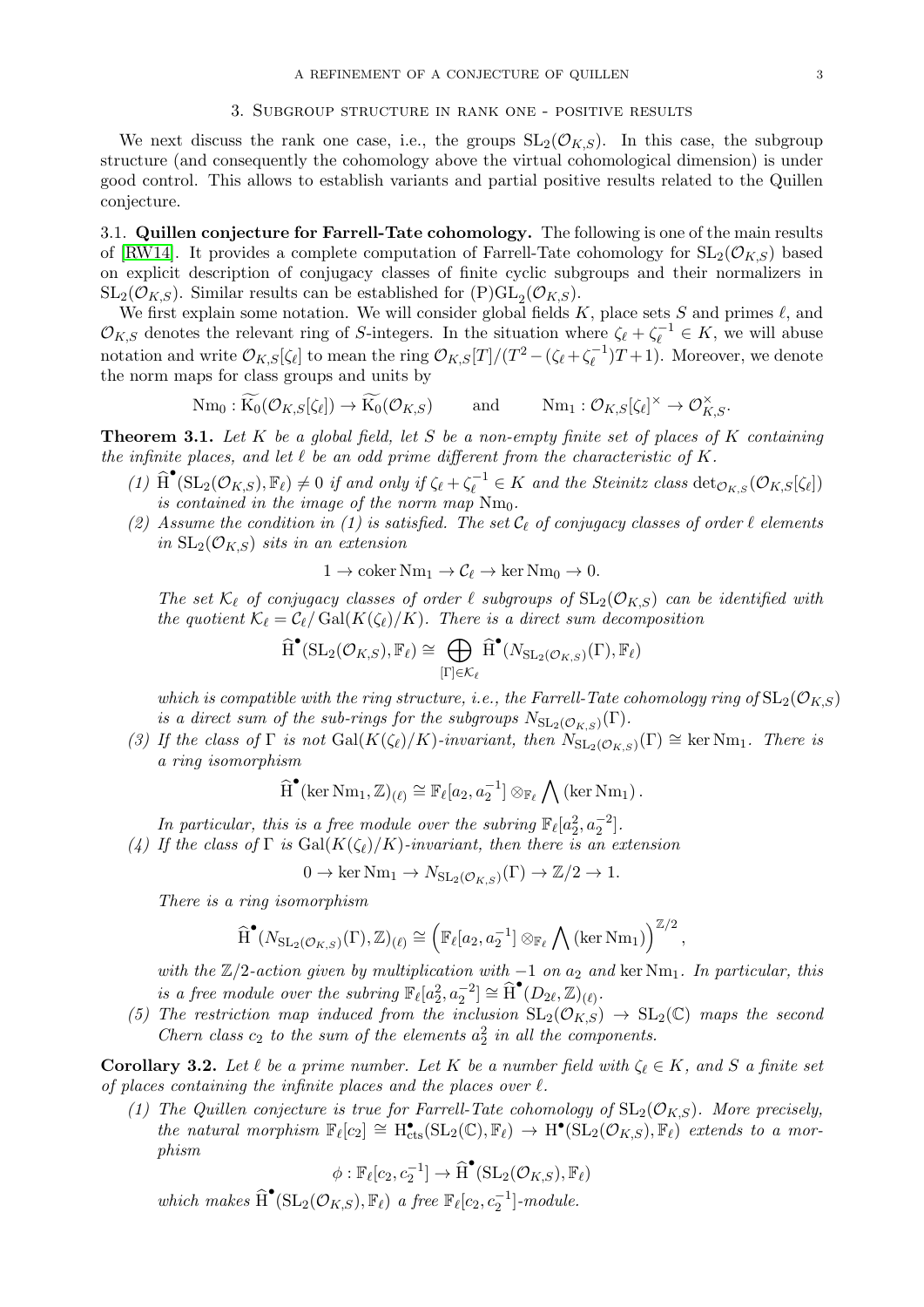## 3. Subgroup structure in rank one - positive results

We next discuss the rank one case, i.e., the groups $\mathrm{SL}_2(\mathcal{O}_{K,S})$. In this case, the subgroup structure (and consequently the cohomology above the virtual cohomological dimension) is under good control. This allows to establish variants and partial positive results related to the Quillen conjecture.

### 3.1. Quillen conjecture for Farrell-Tate cohomology.

The following is one of the main results of [RW14]. It provides a complete computation of Farrell-Tate cohomology for $\mathrm{SL}_2(\mathcal{O}_{K,S})$ based on explicit description of conjugacy classes of finite cyclic subgroups and their normalizers in $\mathrm{SL}_2(\mathcal{O}_{K,S})$. Similar results can be established for $(\mathrm{P})\mathrm{GL}_2(\mathcal{O}_{K,S})$.

We first explain some notation. We will consider global fields $K$, place sets $S$ and primes $\ell$, and $\mathcal{O}_{K,S}$ denotes the relevant ring of $S$-integers. In the situation where $\zeta_\ell + \zeta_\ell^{-1} \in K$, we will abuse notation and write $\mathcal{O}_{K,S}[\zeta_\ell]$ to mean the ring $\mathcal{O}_{K,S}[T]/(T^2 - (\zeta_\ell + \zeta_\ell^{-1})T + 1)$. Moreover, we denote the norm maps for class groups and units by

$$\mathrm{Nm}_0 : \widetilde{\mathrm{K}_0}(\mathcal{O}_{K,S}[\zeta_\ell]) \to \widetilde{\mathrm{K}_0}(\mathcal{O}_{K,S}) \qquad \text{and} \qquad \mathrm{Nm}_1 : \mathcal{O}_{K,S}[\zeta_\ell]^\times \to \mathcal{O}_{K,S}^\times.$$

**Theorem 3.1.** *Let $K$ be a global field, let $S$ be a non-empty finite set of places of $K$ containing the infinite places, and let $\ell$ be an odd prime different from the characteristic of $K$.*

1. *$\widehat{\mathrm{H}}^\bullet(\mathrm{SL}_2(\mathcal{O}_{K,S}), \mathbb{F}_\ell) \neq 0$ if and only if $\zeta_\ell + \zeta_\ell^{-1} \in K$ and the Steinitz class $\det_{\mathcal{O}_{K,S}}(\mathcal{O}_{K,S}[\zeta_\ell])$ is contained in the image of the norm map $\mathrm{Nm}_0$.*
2. *Assume the condition in (1) is satisfied. The set $\mathcal{C}_\ell$ of conjugacy classes of order $\ell$ elements in $\mathrm{SL}_2(\mathcal{O}_{K,S})$ sits in an extension*
$$1 \to \operatorname{coker} \mathrm{Nm}_1 \to \mathcal{C}_\ell \to \ker \mathrm{Nm}_0 \to 0.$$
*The set $\mathcal{K}_\ell$ of conjugacy classes of order $\ell$ subgroups of $\mathrm{SL}_2(\mathcal{O}_{K,S})$ can be identified with the quotient $\mathcal{K}_\ell = \mathcal{C}_\ell / \mathrm{Gal}(K(\zeta_\ell)/K)$. There is a direct sum decomposition*
$$\widehat{\mathrm{H}}^\bullet(\mathrm{SL}_2(\mathcal{O}_{K,S}), \mathbb{F}_\ell) \cong \bigoplus_{[\Gamma] \in \mathcal{K}_\ell} \widehat{\mathrm{H}}^\bullet(N_{\mathrm{SL}_2(\mathcal{O}_{K,S})}(\Gamma), \mathbb{F}_\ell)$$
*which is compatible with the ring structure, i.e., the Farrell-Tate cohomology ring of $\mathrm{SL}_2(\mathcal{O}_{K,S})$ is a direct sum of the sub-rings for the subgroups $N_{\mathrm{SL}_2(\mathcal{O}_{K,S})}(\Gamma)$.*
3. *If the class of $\Gamma$ is not $\mathrm{Gal}(K(\zeta_\ell)/K)$-invariant, then $N_{\mathrm{SL}_2(\mathcal{O}_{K,S})}(\Gamma) \cong \ker \mathrm{Nm}_1$. There is a ring isomorphism*
$$\widehat{\mathrm{H}}^\bullet(\ker \mathrm{Nm}_1, \mathbb{Z})_{(\ell)} \cong \mathbb{F}_\ell[a_2, a_2^{-1}] \otimes_{\mathbb{F}_\ell} \bigwedge (\ker \mathrm{Nm}_1).$$
*In particular, this is a free module over the subring $\mathbb{F}_\ell[a_2^2, a_2^{-2}]$.*
4. *If the class of $\Gamma$ is $\mathrm{Gal}(K(\zeta_\ell)/K)$-invariant, then there is an extension*
$$0 \to \ker \mathrm{Nm}_1 \to N_{\mathrm{SL}_2(\mathcal{O}_{K,S})}(\Gamma) \to \mathbb{Z}/2 \to 1.$$
*There is a ring isomorphism*
$$\widehat{\mathrm{H}}^\bullet(N_{\mathrm{SL}_2(\mathcal{O}_{K,S})}(\Gamma), \mathbb{Z})_{(\ell)} \cong \left(\mathbb{F}_\ell[a_2, a_2^{-1}] \otimes_{\mathbb{F}_\ell} \bigwedge (\ker \mathrm{Nm}_1)\right)^{\mathbb{Z}/2},$$
*with the $\mathbb{Z}/2$-action given by multiplication with $-1$ on $a_2$ and $\ker \mathrm{Nm}_1$. In particular, this is a free module over the subring $\mathbb{F}_\ell[a_2^2, a_2^{-2}] \cong \widehat{\mathrm{H}}^\bullet(D_{2\ell}, \mathbb{Z})_{(\ell)}$.*
5. *The restriction map induced from the inclusion $\mathrm{SL}_2(\mathcal{O}_{K,S}) \to \mathrm{SL}_2(\mathbb{C})$ maps the second Chern class $c_2$ to the sum of the elements $a_2^2$ in all the components.*

**Corollary 3.2.** *Let $\ell$ be a prime number. Let $K$ be a number field with $\zeta_\ell \in K$, and $S$ a finite set of places containing the infinite places and the places over $\ell$.*

1. *The Quillen conjecture is true for Farrell-Tate cohomology of $\mathrm{SL}_2(\mathcal{O}_{K,S})$. More precisely, the natural morphism $\mathbb{F}_\ell[c_2] \cong \mathrm{H}^\bullet_{\mathrm{cts}}(\mathrm{SL}_2(\mathbb{C}), \mathbb{F}_\ell) \to \mathrm{H}^\bullet(\mathrm{SL}_2(\mathcal{O}_{K,S}), \mathbb{F}_\ell)$ extends to a morphism*
$$\phi : \mathbb{F}_\ell[c_2, c_2^{-1}] \to \widehat{\mathrm{H}}^\bullet(\mathrm{SL}_2(\mathcal{O}_{K,S}), \mathbb{F}_\ell)$$
*which makes $\widehat{\mathrm{H}}^\bullet(\mathrm{SL}_2(\mathcal{O}_{K,S}), \mathbb{F}_\ell)$ a free $\mathbb{F}_\ell[c_2, c_2^{-1}]$-module.*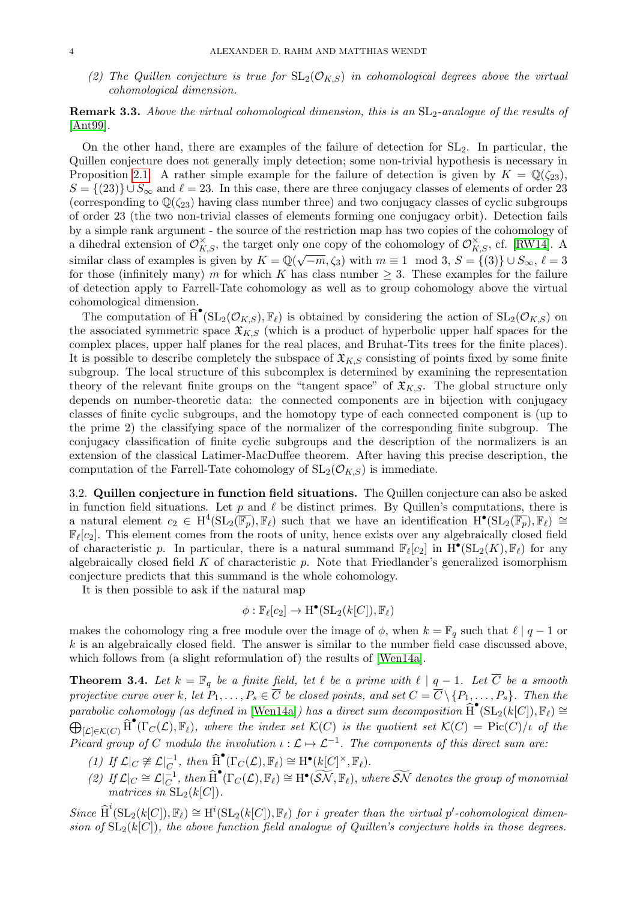(2) *The Quillen conjecture is true for $\mathrm{SL}_2(\mathcal{O}_{K,S})$ in cohomological degrees above the virtual cohomological dimension.*

**Remark 3.3.** *Above the virtual cohomological dimension, this is an $\mathrm{SL}_2$-analogue of the results of [Ant99].*

On the other hand, there are examples of the failure of detection for $\mathrm{SL}_2$. In particular, the Quillen conjecture does not generally imply detection; some non-trivial hypothesis is necessary in Proposition 2.1. A rather simple example for the failure of detection is given by $K = \mathbb{Q}(\zeta_{23})$, $S = \{(23)\} \cup S_\infty$ and $\ell = 23$. In this case, there are three conjugacy classes of elements of order 23 (corresponding to $\mathbb{Q}(\zeta_{23})$ having class number three) and two conjugacy classes of cyclic subgroups of order 23 (the two non-trivial classes of elements forming one conjugacy orbit). Detection fails by a simple rank argument - the source of the restriction map has two copies of the cohomology of a dihedral extension of $\mathcal{O}_{K,S}^\times$, the target only one copy of the cohomology of $\mathcal{O}_{K,S}^\times$, cf. [RW14]. A similar class of examples is given by $K = \mathbb{Q}(\sqrt{-m}, \zeta_3)$ with $m \equiv 1 \mod 3$, $S = \{(3)\} \cup S_\infty$, $\ell = 3$ for those (infinitely many) $m$ for which $K$ has class number $\geq 3$. These examples for the failure of detection apply to Farrell-Tate cohomology as well as to group cohomology above the virtual cohomological dimension.

The computation of $\widehat{\mathrm{H}}^\bullet(\mathrm{SL}_2(\mathcal{O}_{K,S}), \mathbb{F}_\ell)$ is obtained by considering the action of $\mathrm{SL}_2(\mathcal{O}_{K,S})$ on the associated symmetric space $\mathfrak{X}_{K,S}$ (which is a product of hyperbolic upper half spaces for the complex places, upper half planes for the real places, and Bruhat-Tits trees for the finite places). It is possible to describe completely the subspace of $\mathfrak{X}_{K,S}$ consisting of points fixed by some finite subgroup. The local structure of this subcomplex is determined by examining the representation theory of the relevant finite groups on the "tangent space" of $\mathfrak{X}_{K,S}$. The global structure only depends on number-theoretic data: the connected components are in bijection with conjugacy classes of finite cyclic subgroups, and the homotopy type of each connected component is (up to the prime 2) the classifying space of the normalizer of the corresponding finite subgroup. The conjugacy classification of finite cyclic subgroups and the description of the normalizers is an extension of the classical Latimer-MacDuffee theorem. After having this precise description, the computation of the Farrell-Tate cohomology of $\mathrm{SL}_2(\mathcal{O}_{K,S})$ is immediate.

### 3.2. Quillen conjecture in function field situations.

The Quillen conjecture can also be asked in function field situations. Let $p$ and $\ell$ be distinct primes. By Quillen's computations, there is a natural element $c_2 \in \mathrm{H}^4(\mathrm{SL}_2(\overline{\mathbb{F}_p}), \mathbb{F}_\ell)$ such that we have an identification $\mathrm{H}^\bullet(\mathrm{SL}_2(\overline{\mathbb{F}_p}), \mathbb{F}_\ell) \cong \mathbb{F}_\ell[c_2]$. This element comes from the roots of unity, hence exists over any algebraically closed field of characteristic $p$. In particular, there is a natural summand $\mathbb{F}_\ell[c_2]$ in $\mathrm{H}^\bullet(\mathrm{SL}_2(K), \mathbb{F}_\ell)$ for any algebraically closed field $K$ of characteristic $p$. Note that Friedlander's generalized isomorphism conjecture predicts that this summand is the whole cohomology.

It is then possible to ask if the natural map

$$\phi : \mathbb{F}_\ell[c_2] \to \mathrm{H}^\bullet(\mathrm{SL}_2(k[C]), \mathbb{F}_\ell)$$

makes the cohomology ring a free module over the image of $\phi$, when $k = \mathbb{F}_q$ such that $\ell \mid q-1$ or $k$ is an algebraically closed field. The answer is similar to the number field case discussed above, which follows from (a slight reformulation of) the results of [Wen14a].

**Theorem 3.4.** *Let $k = \mathbb{F}_q$ be a finite field, let $\ell$ be a prime with $\ell \mid q-1$. Let $\overline{C}$ be a smooth projective curve over $k$, let $P_1, \ldots, P_s \in \overline{C}$ be closed points, and set $C = \overline{C} \setminus \{P_1, \ldots, P_s\}$. Then the parabolic cohomology (as defined in [Wen14a]) has a direct sum decomposition $\widehat{\mathrm{H}}^\bullet(\mathrm{SL}_2(k[C]), \mathbb{F}_\ell) \cong \bigoplus_{[\mathcal{L}] \in \mathcal{K}(C)} \widehat{\mathrm{H}}^\bullet(\Gamma_C(\mathcal{L}), \mathbb{F}_\ell)$, where the index set $\mathcal{K}(C)$ is the quotient set $\mathcal{K}(C) = \mathrm{Pic}(C)/\iota$ of the Picard group of $C$ modulo the involution $\iota : \mathcal{L} \mapsto \mathcal{L}^{-1}$. The components of this direct sum are:*

1. *If $\mathcal{L}|_C \not\cong \mathcal{L}|_C^{-1}$, then $\widehat{\mathrm{H}}^\bullet(\Gamma_C(\mathcal{L}), \mathbb{F}_\ell) \cong \mathrm{H}^\bullet(k[C]^\times, \mathbb{F}_\ell)$.*
2. *If $\mathcal{L}|_C \cong \mathcal{L}|_C^{-1}$, then $\widehat{\mathrm{H}}^\bullet(\Gamma_C(\mathcal{L}), \mathbb{F}_\ell) \cong \mathrm{H}^\bullet(\widetilde{\mathcal{SN}}, \mathbb{F}_\ell)$, where $\widetilde{\mathcal{SN}}$ denotes the group of monomial matrices in $\mathrm{SL}_2(k[C])$.*

*Since $\widehat{\mathrm{H}}^i(\mathrm{SL}_2(k[C]), \mathbb{F}_\ell) \cong \mathrm{H}^i(\mathrm{SL}_2(k[C]), \mathbb{F}_\ell)$ for $i$ greater than the virtual $p'$-cohomological dimension of $\mathrm{SL}_2(k[C])$, the above function field analogue of Quillen's conjecture holds in those degrees.*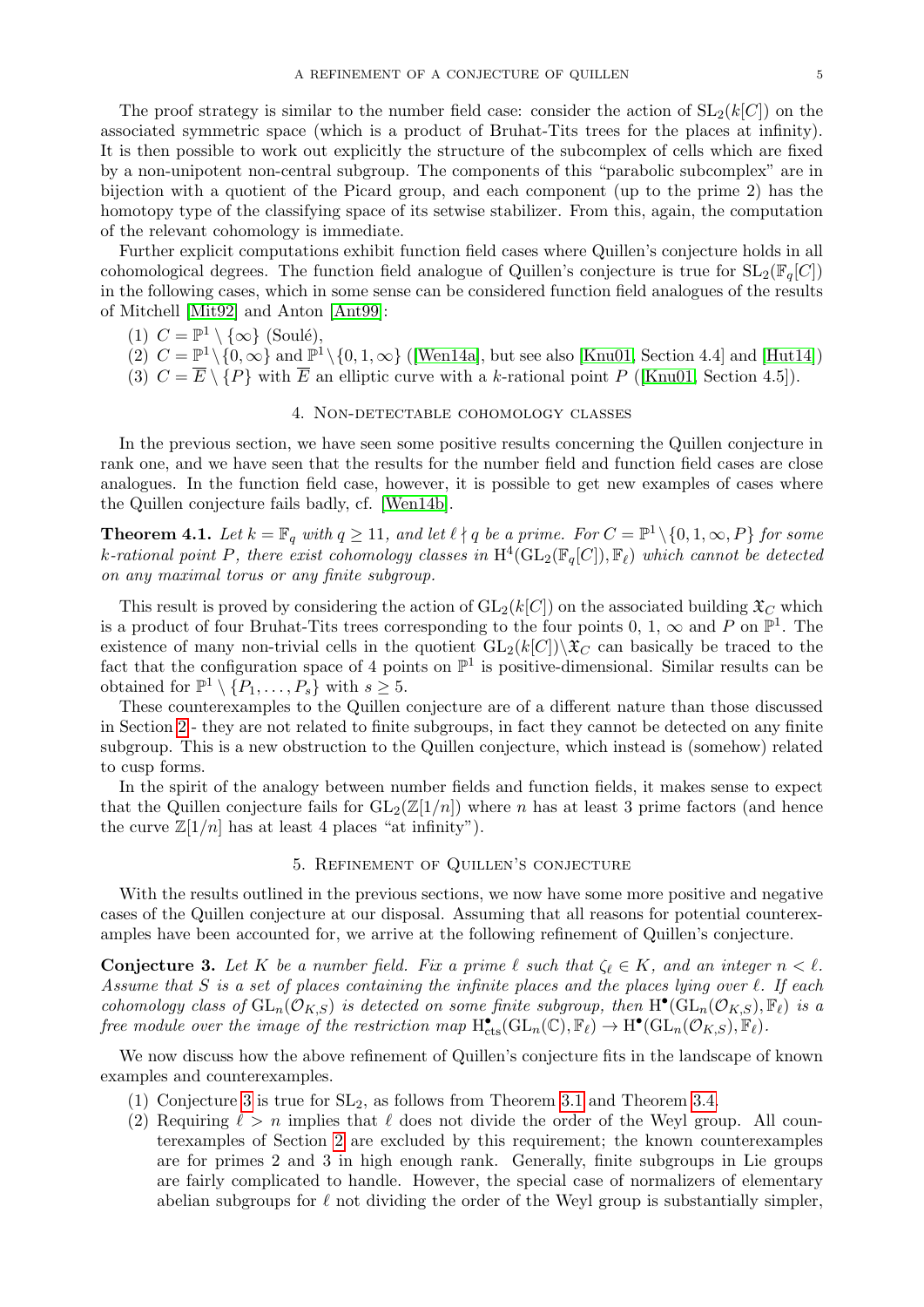The proof strategy is similar to the number field case: consider the action of $\mathrm{SL}_2(k[C])$ on the associated symmetric space (which is a product of Bruhat-Tits trees for the places at infinity). It is then possible to work out explicitly the structure of the subcomplex of cells which are fixed by a non-unipotent non-central subgroup. The components of this "parabolic subcomplex" are in bijection with a quotient of the Picard group, and each component (up to the prime 2) has the homotopy type of the classifying space of its setwise stabilizer. From this, again, the computation of the relevant cohomology is immediate.

Further explicit computations exhibit function field cases where Quillen's conjecture holds in all cohomological degrees. The function field analogue of Quillen's conjecture is true for $\mathrm{SL}_2(\mathbb{F}_q[C])$ in the following cases, which in some sense can be considered function field analogues of the results of Mitchell [Mit92] and Anton [Ant99]:

1. $C = \mathbb{P}^1 \setminus \{\infty\}$ (Soulé),
2. $C = \mathbb{P}^1 \setminus \{0, \infty\}$ and $\mathbb{P}^1 \setminus \{0, 1, \infty\}$ ([Wen14a], but see also [Knu01, Section 4.4] and [Hut14])
3. $C = \overline{E} \setminus \{P\}$ with $\overline{E}$ an elliptic curve with a $k$-rational point $P$ ([Knu01, Section 4.5]).

## 4. Non-detectable cohomology classes

In the previous section, we have seen some positive results concerning the Quillen conjecture in rank one, and we have seen that the results for the number field and function field cases are close analogues. In the function field case, however, it is possible to get new examples of cases where the Quillen conjecture fails badly, cf. [Wen14b].

**Theorem 4.1.** *Let $k = \mathbb{F}_q$ with $q \geq 11$, and let $\ell \nmid q$ be a prime. For $C = \mathbb{P}^1 \setminus \{0, 1, \infty, P\}$ for some $k$-rational point $P$, there exist cohomology classes in $\mathrm{H}^4(\mathrm{GL}_2(\mathbb{F}_q[C]), \mathbb{F}_\ell)$ which cannot be detected on any maximal torus or any finite subgroup.*

This result is proved by considering the action of $\mathrm{GL}_2(k[C])$ on the associated building $\mathfrak{X}_C$ which is a product of four Bruhat-Tits trees corresponding to the four points $0$, $1$, $\infty$ and $P$ on $\mathbb{P}^1$. The existence of many non-trivial cells in the quotient $\mathrm{GL}_2(k[C])\backslash\mathfrak{X}_C$ can basically be traced to the fact that the configuration space of 4 points on $\mathbb{P}^1$ is positive-dimensional. Similar results can be obtained for $\mathbb{P}^1 \setminus \{P_1, \dots, P_s\}$ with $s \geq 5$.

These counterexamples to the Quillen conjecture are of a different nature than those discussed in Section 2 - they are not related to finite subgroups, in fact they cannot be detected on any finite subgroup. This is a new obstruction to the Quillen conjecture, which instead is (somehow) related to cusp forms.

In the spirit of the analogy between number fields and function fields, it makes sense to expect that the Quillen conjecture fails for $\mathrm{GL}_2(\mathbb{Z}[1/n])$ where $n$ has at least 3 prime factors (and hence the curve $\mathbb{Z}[1/n]$ has at least 4 places "at infinity").

## 5. Refinement of Quillen's conjecture

With the results outlined in the previous sections, we now have some more positive and negative cases of the Quillen conjecture at our disposal. Assuming that all reasons for potential counterexamples have been accounted for, we arrive at the following refinement of Quillen's conjecture.

**Conjecture 3.** *Let $K$ be a number field. Fix a prime $\ell$ such that $\zeta_\ell \in K$, and an integer $n < \ell$. Assume that $S$ is a set of places containing the infinite places and the places lying over $\ell$. If each cohomology class of $\mathrm{GL}_n(\mathcal{O}_{K,S})$ is detected on some finite subgroup, then $\mathrm{H}^\bullet(\mathrm{GL}_n(\mathcal{O}_{K,S}), \mathbb{F}_\ell)$ is a free module over the image of the restriction map $\mathrm{H}^\bullet_{\mathrm{cts}}(\mathrm{GL}_n(\mathbb{C}), \mathbb{F}_\ell) \to \mathrm{H}^\bullet(\mathrm{GL}_n(\mathcal{O}_{K,S}), \mathbb{F}_\ell)$.*

We now discuss how the above refinement of Quillen's conjecture fits in the landscape of known examples and counterexamples.

1. Conjecture 3 is true for $\mathrm{SL}_2$, as follows from Theorem 3.1 and Theorem 3.4.
2. Requiring $\ell > n$ implies that $\ell$ does not divide the order of the Weyl group. All counterexamples of Section 2 are excluded by this requirement; the known counterexamples are for primes 2 and 3 in high enough rank. Generally, finite subgroups in Lie groups are fairly complicated to handle. However, the special case of normalizers of elementary abelian subgroups for $\ell$ not dividing the order of the Weyl group is substantially simpler,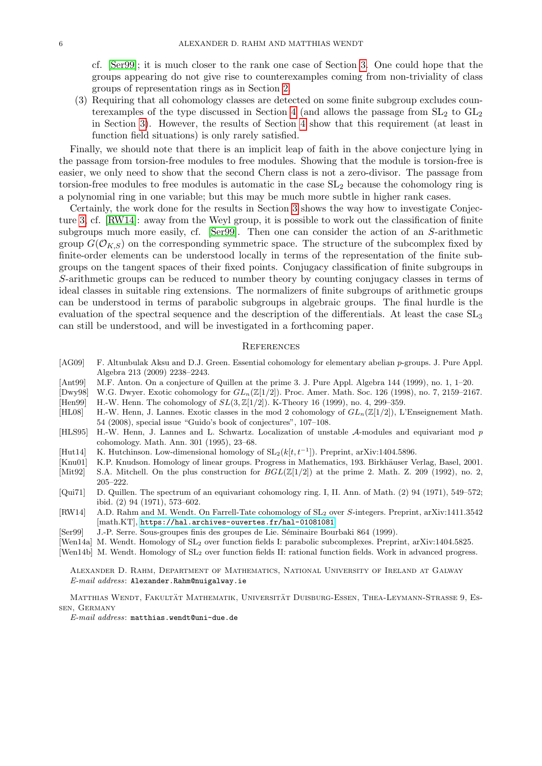cf. [Ser99]; it is much closer to the rank one case of Section 3. One could hope that the groups appearing do not give rise to counterexamples coming from non-triviality of class groups of representation rings as in Section 2.

(3) Requiring that all cohomology classes are detected on some finite subgroup excludes counterexamples of the type discussed in Section 4 (and allows the passage from $\mathrm{SL}_2$ to $\mathrm{GL}_2$ in Section 3). However, the results of Section 4 show that this requirement (at least in function field situations) is only rarely satisfied.

Finally, we should note that there is an implicit leap of faith in the above conjecture lying in the passage from torsion-free modules to free modules. Showing that the module is torsion-free is easier, we only need to show that the second Chern class is not a zero-divisor. The passage from torsion-free modules to free modules is automatic in the case $\mathrm{SL}_2$ because the cohomology ring is a polynomial ring in one variable; but this may be much more subtle in higher rank cases.

Certainly, the work done for the results in Section 3 shows the way how to investigate Conjecture 3, cf. [RW14]: away from the Weyl group, it is possible to work out the classification of finite subgroups much more easily, cf. [Ser99]. Then one can consider the action of an $S$-arithmetic group $G(\mathcal{O}_{K,S})$ on the corresponding symmetric space. The structure of the subcomplex fixed by finite-order elements can be understood locally in terms of the representation of the finite subgroups on the tangent spaces of their fixed points. Conjugacy classification of finite subgroups in $S$-arithmetic groups can be reduced to number theory by counting conjugacy classes in terms of ideal classes in suitable ring extensions. The normalizers of finite subgroups of arithmetic groups can be understood in terms of parabolic subgroups in algebraic groups. The final hurdle is the evaluation of the spectral sequence and the description of the differentials. At least the case $\mathrm{SL}_3$ can still be understood, and will be investigated in a forthcoming paper.

## References

[AG09] F. Altunbulak Aksu and D.J. Green. Essential cohomology for elementary abelian $p$-groups. J. Pure Appl. Algebra 213 (2009) 2238–2243.

[Ant99] M.F. Anton. On a conjecture of Quillen at the prime 3. J. Pure Appl. Algebra 144 (1999), no. 1, 1–20.

[Dwy98] W.G. Dwyer. Exotic cohomology for $GL_n(\mathbb{Z}[1/2])$. Proc. Amer. Math. Soc. 126 (1998), no. 7, 2159–2167.

[Hen99] H.-W. Henn. The cohomology of $SL(3,\mathbb{Z}[1/2])$. K-Theory 16 (1999), no. 4, 299–359.

[HL08] H.-W. Henn, J. Lannes. Exotic classes in the mod 2 cohomology of $GL_n(\mathbb{Z}[1/2])$, L'Enseignement Math. 54 (2008), special issue "Guido's book of conjectures", 107–108.

[HLS95] H.-W. Henn, J. Lannes and L. Schwartz. Localization of unstable $\mathcal{A}$-modules and equivariant mod $p$ cohomology. Math. Ann. 301 (1995), 23–68.

[Hut14] K. Hutchinson. Low-dimensional homology of $\mathrm{SL}_2(k[t,t^{-1}])$. Preprint, arXiv:1404.5896.

[Knu01] K.P. Knudson. Homology of linear groups. Progress in Mathematics, 193. Birkhäuser Verlag, Basel, 2001.

[Mit92] S.A. Mitchell. On the plus construction for $BGL(\mathbb{Z}[1/2])$ at the prime 2. Math. Z. 209 (1992), no. 2, 205–222.

[Qui71] D. Quillen. The spectrum of an equivariant cohomology ring. I, II. Ann. of Math. (2) 94 (1971), 549–572; ibid. (2) 94 (1971), 573–602.

[RW14] A.D. Rahm and M. Wendt. On Farrell-Tate cohomology of $\mathrm{SL}_2$ over $S$-integers. Preprint, arXiv:1411.3542 [math.KT], https://hal.archives-ouvertes.fr/hal-01081081

[Ser99] J.-P. Serre. Sous-groupes finis des groupes de Lie. Séminaire Bourbaki 864 (1999).

[Wen14a] M. Wendt. Homology of $\mathrm{SL}_2$ over function fields I: parabolic subcomplexes. Preprint, arXiv:1404.5825.

[Wen14b] M. Wendt. Homology of $\mathrm{SL}_2$ over function fields II: rational function fields. Work in advanced progress.

Alexander D. Rahm, Department of Mathematics, National University of Ireland at Galway
*E-mail address*: Alexander.Rahm@nuigalway.ie

Matthias Wendt, Fakultät Mathematik, Universität Duisburg-Essen, Thea-Leymann-Strasse 9, Essen, Germany
*E-mail address*: matthias.wendt@uni-due.de